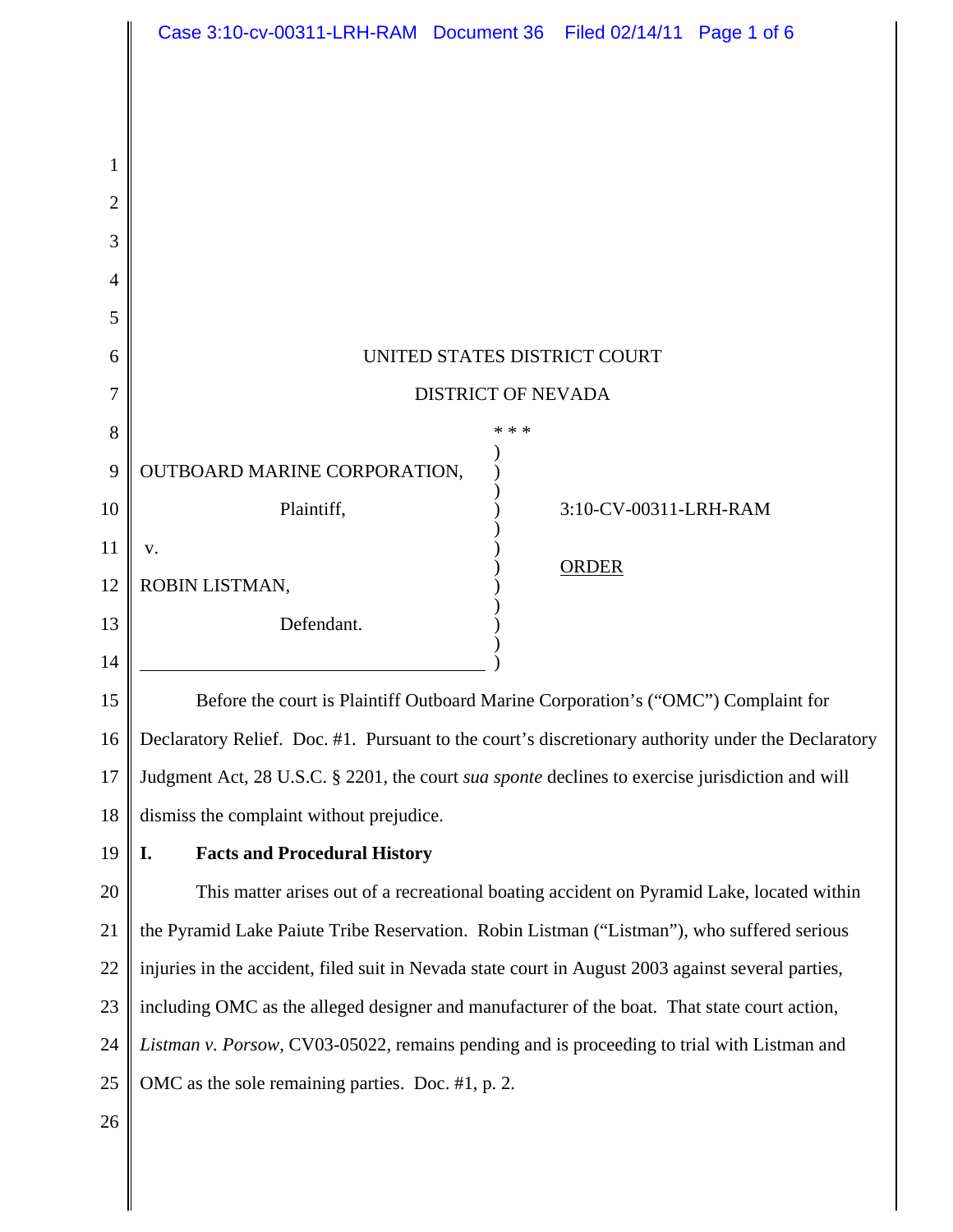UNITED STATES DISTRICT COURT

DISTRICT OF NEVADA

\* \* \*

| | | |
|---|---|---|
| OUTBOARD MARINE CORPORATION,<br><br>Plaintiff,<br><br>v.<br><br>ROBIN LISTMAN,<br><br>Defendant. | ) | 3:10-CV-00311-LRH-RAM<br><br><u>ORDER</u> |

Before the court is Plaintiff Outboard Marine Corporation's ("OMC") Complaint for Declaratory Relief. Doc. #1. Pursuant to the court's discretionary authority under the Declaratory Judgment Act, 28 U.S.C. § 2201, the court *sua sponte* declines to exercise jurisdiction and will dismiss the complaint without prejudice.

## I. Facts and Procedural History

This matter arises out of a recreational boating accident on Pyramid Lake, located within the Pyramid Lake Paiute Tribe Reservation. Robin Listman ("Listman"), who suffered serious injuries in the accident, filed suit in Nevada state court in August 2003 against several parties, including OMC as the alleged designer and manufacturer of the boat. That state court action, *Listman v. Porsow*, CV03-05022, remains pending and is proceeding to trial with Listman and OMC as the sole remaining parties. Doc. #1, p. 2.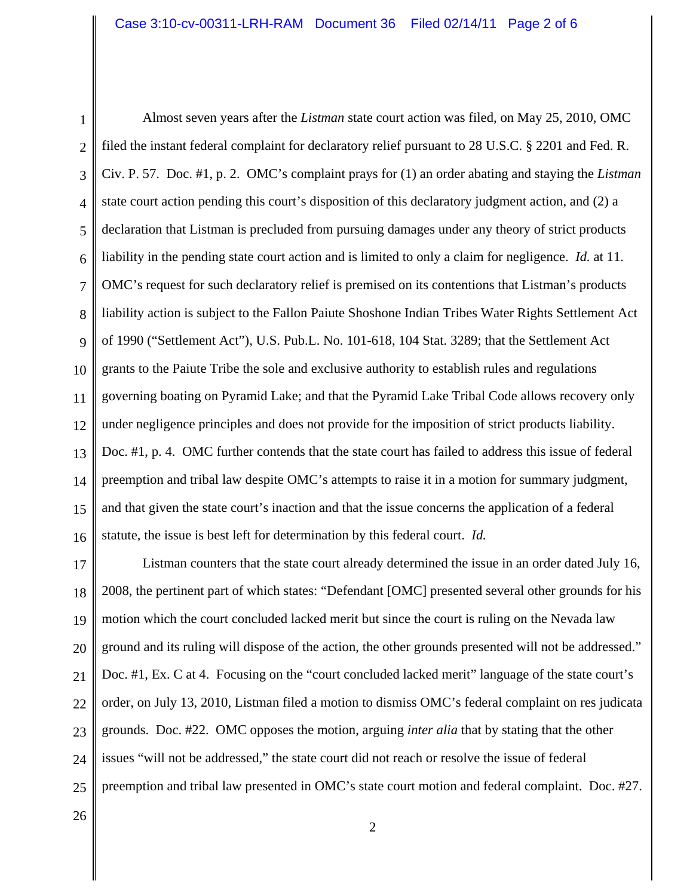Almost seven years after the *Listman* state court action was filed, on May 25, 2010, OMC filed the instant federal complaint for declaratory relief pursuant to 28 U.S.C. § 2201 and Fed. R. Civ. P. 57. Doc. #1, p. 2. OMC's complaint prays for (1) an order abating and staying the *Listman* state court action pending this court's disposition of this declaratory judgment action, and (2) a declaration that Listman is precluded from pursuing damages under any theory of strict products liability in the pending state court action and is limited to only a claim for negligence. *Id.* at 11. OMC's request for such declaratory relief is premised on its contentions that Listman's products liability action is subject to the Fallon Paiute Shoshone Indian Tribes Water Rights Settlement Act of 1990 ("Settlement Act"), U.S. Pub.L. No. 101-618, 104 Stat. 3289; that the Settlement Act grants to the Paiute Tribe the sole and exclusive authority to establish rules and regulations governing boating on Pyramid Lake; and that the Pyramid Lake Tribal Code allows recovery only under negligence principles and does not provide for the imposition of strict products liability. Doc. #1, p. 4. OMC further contends that the state court has failed to address this issue of federal preemption and tribal law despite OMC's attempts to raise it in a motion for summary judgment, and that given the state court's inaction and that the issue concerns the application of a federal statute, the issue is best left for determination by this federal court. *Id.*

Listman counters that the state court already determined the issue in an order dated July 16, 2008, the pertinent part of which states: "Defendant [OMC] presented several other grounds for his motion which the court concluded lacked merit but since the court is ruling on the Nevada law ground and its ruling will dispose of the action, the other grounds presented will not be addressed." Doc. #1, Ex. C at 4. Focusing on the "court concluded lacked merit" language of the state court's order, on July 13, 2010, Listman filed a motion to dismiss OMC's federal complaint on res judicata grounds. Doc. #22. OMC opposes the motion, arguing *inter alia* that by stating that the other issues "will not be addressed," the state court did not reach or resolve the issue of federal preemption and tribal law presented in OMC's state court motion and federal complaint. Doc. #27.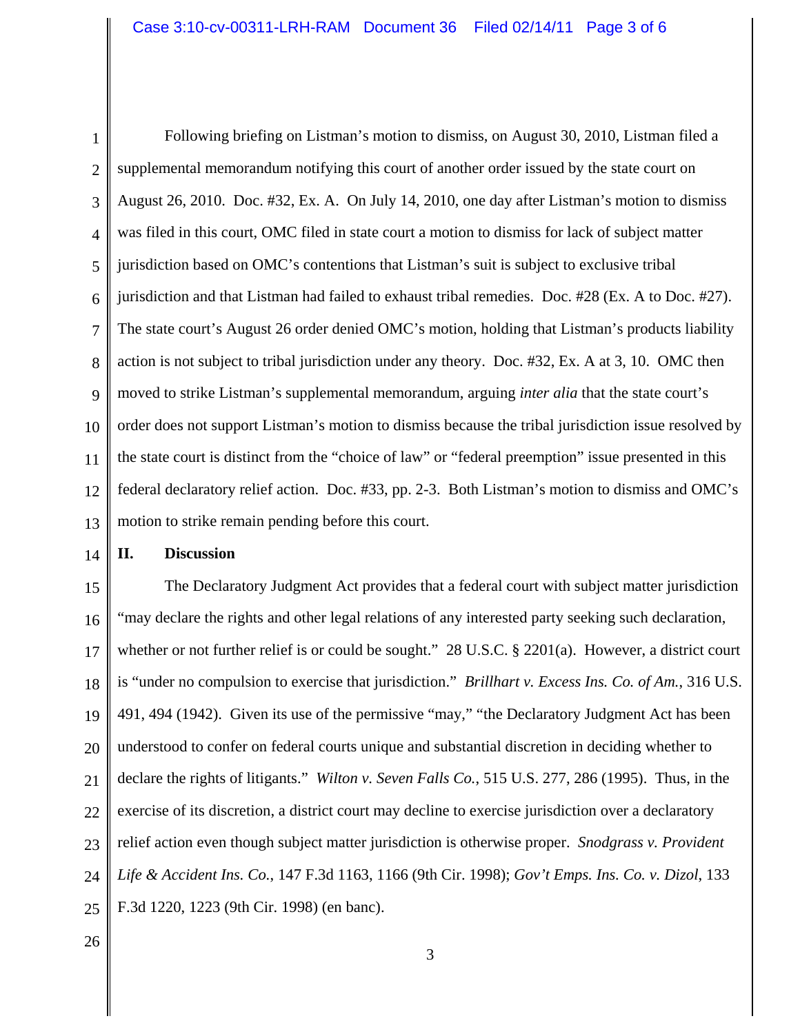Following briefing on Listman's motion to dismiss, on August 30, 2010, Listman filed a supplemental memorandum notifying this court of another order issued by the state court on August 26, 2010. Doc. #32, Ex. A. On July 14, 2010, one day after Listman's motion to dismiss was filed in this court, OMC filed in state court a motion to dismiss for lack of subject matter jurisdiction based on OMC's contentions that Listman's suit is subject to exclusive tribal jurisdiction and that Listman had failed to exhaust tribal remedies. Doc. #28 (Ex. A to Doc. #27). The state court's August 26 order denied OMC's motion, holding that Listman's products liability action is not subject to tribal jurisdiction under any theory. Doc. #32, Ex. A at 3, 10. OMC then moved to strike Listman's supplemental memorandum, arguing *inter alia* that the state court's order does not support Listman's motion to dismiss because the tribal jurisdiction issue resolved by the state court is distinct from the "choice of law" or "federal preemption" issue presented in this federal declaratory relief action. Doc. #33, pp. 2-3. Both Listman's motion to dismiss and OMC's motion to strike remain pending before this court.

## II. Discussion

The Declaratory Judgment Act provides that a federal court with subject matter jurisdiction "may declare the rights and other legal relations of any interested party seeking such declaration, whether or not further relief is or could be sought." 28 U.S.C. § 2201(a). However, a district court is "under no compulsion to exercise that jurisdiction." *Brillhart v. Excess Ins. Co. of Am.*, 316 U.S. 491, 494 (1942). Given its use of the permissive "may," "the Declaratory Judgment Act has been understood to confer on federal courts unique and substantial discretion in deciding whether to declare the rights of litigants." *Wilton v. Seven Falls Co.*, 515 U.S. 277, 286 (1995). Thus, in the exercise of its discretion, a district court may decline to exercise jurisdiction over a declaratory relief action even though subject matter jurisdiction is otherwise proper. *Snodgrass v. Provident Life & Accident Ins. Co.*, 147 F.3d 1163, 1166 (9th Cir. 1998); *Gov't Emps. Ins. Co. v. Dizol*, 133 F.3d 1220, 1223 (9th Cir. 1998) (en banc).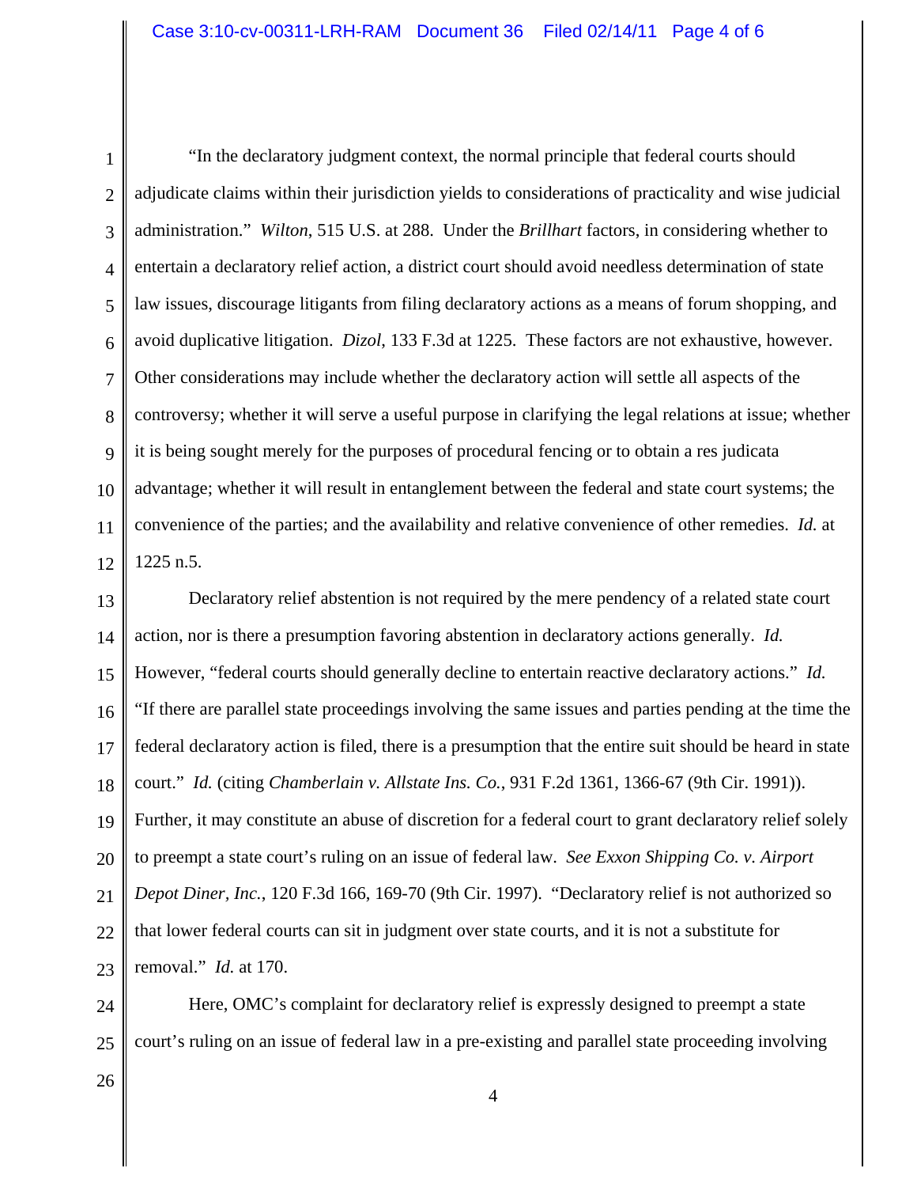"In the declaratory judgment context, the normal principle that federal courts should adjudicate claims within their jurisdiction yields to considerations of practicality and wise judicial administration." *Wilton*, 515 U.S. at 288. Under the *Brillhart* factors, in considering whether to entertain a declaratory relief action, a district court should avoid needless determination of state law issues, discourage litigants from filing declaratory actions as a means of forum shopping, and avoid duplicative litigation. *Dizol*, 133 F.3d at 1225. These factors are not exhaustive, however. Other considerations may include whether the declaratory action will settle all aspects of the controversy; whether it will serve a useful purpose in clarifying the legal relations at issue; whether it is being sought merely for the purposes of procedural fencing or to obtain a res judicata advantage; whether it will result in entanglement between the federal and state court systems; the convenience of the parties; and the availability and relative convenience of other remedies. *Id.* at 1225 n.5.

Declaratory relief abstention is not required by the mere pendency of a related state court action, nor is there a presumption favoring abstention in declaratory actions generally. *Id.* However, "federal courts should generally decline to entertain reactive declaratory actions." *Id.* "If there are parallel state proceedings involving the same issues and parties pending at the time the federal declaratory action is filed, there is a presumption that the entire suit should be heard in state court." *Id.* (citing *Chamberlain v. Allstate Ins. Co.*, 931 F.2d 1361, 1366-67 (9th Cir. 1991)). Further, it may constitute an abuse of discretion for a federal court to grant declaratory relief solely to preempt a state court's ruling on an issue of federal law. *See Exxon Shipping Co. v. Airport Depot Diner, Inc.*, 120 F.3d 166, 169-70 (9th Cir. 1997). "Declaratory relief is not authorized so that lower federal courts can sit in judgment over state courts, and it is not a substitute for removal." *Id.* at 170.

Here, OMC's complaint for declaratory relief is expressly designed to preempt a state court's ruling on an issue of federal law in a pre-existing and parallel state proceeding involving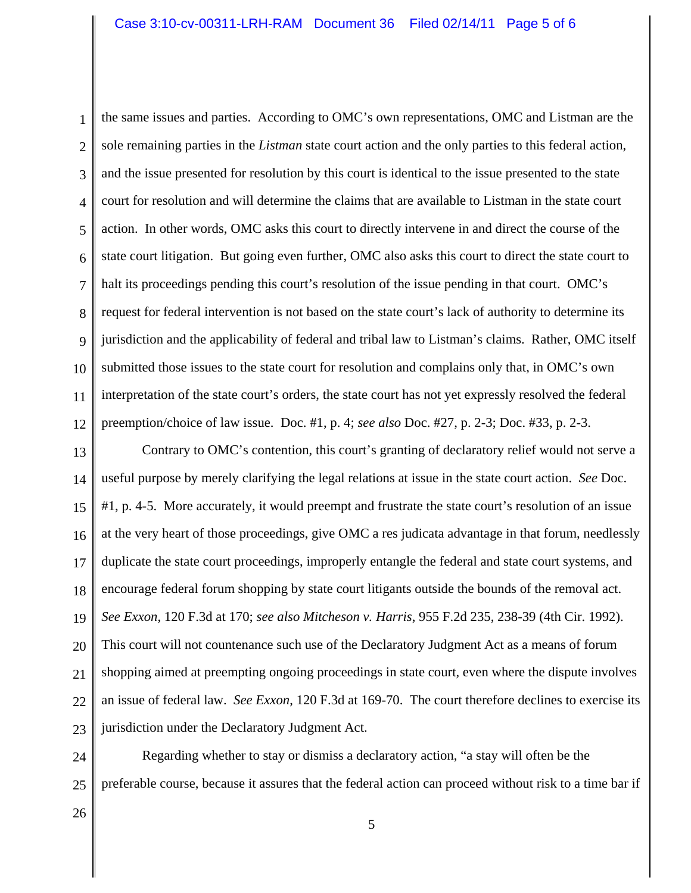the same issues and parties. According to OMC's own representations, OMC and Listman are the sole remaining parties in the *Listman* state court action and the only parties to this federal action, and the issue presented for resolution by this court is identical to the issue presented to the state court for resolution and will determine the claims that are available to Listman in the state court action. In other words, OMC asks this court to directly intervene in and direct the course of the state court litigation. But going even further, OMC also asks this court to direct the state court to halt its proceedings pending this court's resolution of the issue pending in that court. OMC's request for federal intervention is not based on the state court's lack of authority to determine its jurisdiction and the applicability of federal and tribal law to Listman's claims. Rather, OMC itself submitted those issues to the state court for resolution and complains only that, in OMC's own interpretation of the state court's orders, the state court has not yet expressly resolved the federal preemption/choice of law issue. Doc. #1, p. 4; *see also* Doc. #27, p. 2-3; Doc. #33, p. 2-3.

Contrary to OMC's contention, this court's granting of declaratory relief would not serve a useful purpose by merely clarifying the legal relations at issue in the state court action. *See* Doc. #1, p. 4-5. More accurately, it would preempt and frustrate the state court's resolution of an issue at the very heart of those proceedings, give OMC a res judicata advantage in that forum, needlessly duplicate the state court proceedings, improperly entangle the federal and state court systems, and encourage federal forum shopping by state court litigants outside the bounds of the removal act. *See Exxon*, 120 F.3d at 170; *see also Mitcheson v. Harris*, 955 F.2d 235, 238-39 (4th Cir. 1992). This court will not countenance such use of the Declaratory Judgment Act as a means of forum shopping aimed at preempting ongoing proceedings in state court, even where the dispute involves an issue of federal law. *See Exxon*, 120 F.3d at 169-70. The court therefore declines to exercise its jurisdiction under the Declaratory Judgment Act.

Regarding whether to stay or dismiss a declaratory action, "a stay will often be the preferable course, because it assures that the federal action can proceed without risk to a time bar if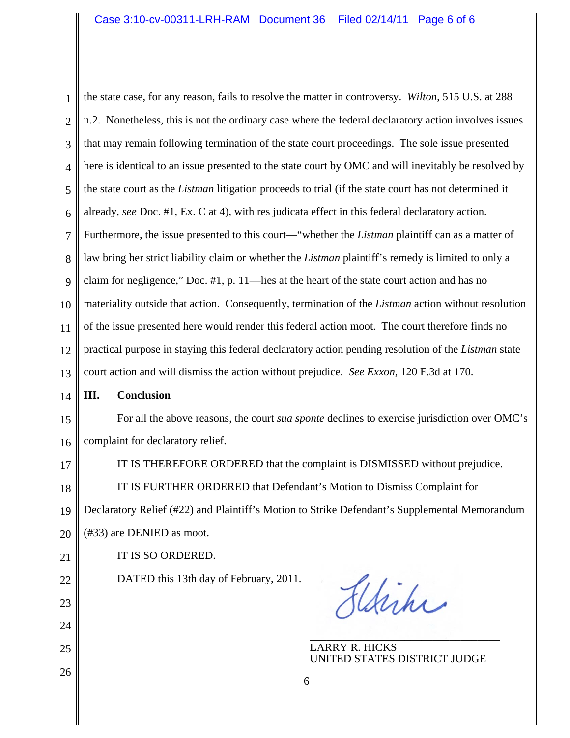the state case, for any reason, fails to resolve the matter in controversy. *Wilton*, 515 U.S. at 288 n.2. Nonetheless, this is not the ordinary case where the federal declaratory action involves issues that may remain following termination of the state court proceedings. The sole issue presented here is identical to an issue presented to the state court by OMC and will inevitably be resolved by the state court as the *Listman* litigation proceeds to trial (if the state court has not determined it already, *see* Doc. #1, Ex. C at 4), with res judicata effect in this federal declaratory action. Furthermore, the issue presented to this court—"whether the *Listman* plaintiff can as a matter of law bring her strict liability claim or whether the *Listman* plaintiff's remedy is limited to only a claim for negligence," Doc. #1, p. 11—lies at the heart of the state court action and has no materiality outside that action. Consequently, termination of the *Listman* action without resolution of the issue presented here would render this federal action moot. The court therefore finds no practical purpose in staying this federal declaratory action pending resolution of the *Listman* state court action and will dismiss the action without prejudice. *See Exxon*, 120 F.3d at 170.

## III. Conclusion

For all the above reasons, the court *sua sponte* declines to exercise jurisdiction over OMC's complaint for declaratory relief.

IT IS THEREFORE ORDERED that the complaint is DISMISSED without prejudice.

IT IS FURTHER ORDERED that Defendant's Motion to Dismiss Complaint for Declaratory Relief (#22) and Plaintiff's Motion to Strike Defendant's Supplemental Memorandum (#33) are DENIED as moot.

IT IS SO ORDERED.

DATED this 13th day of February, 2011.

LARRY R. HICKS
UNITED STATES DISTRICT JUDGE